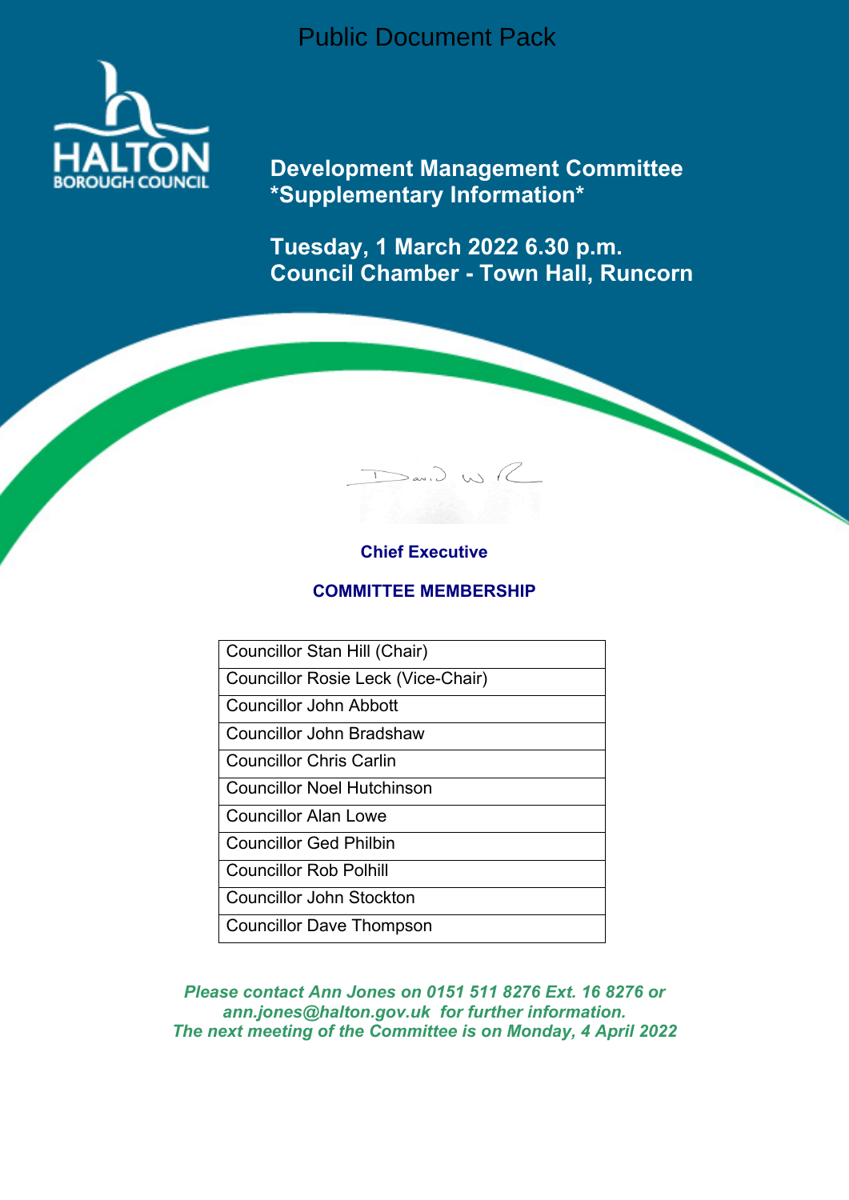Public Document Pack

# Development Management Committee *Supplementary Information*

## Tuesday, 1 March 2022 6.30 p.m.
## Council Chamber - Town Hall, Runcorn

**Chief Executive**

**COMMITTEE MEMBERSHIP**

| Councillor Stan Hill (Chair) |
| --- |
| Councillor Rosie Leck (Vice-Chair) |
| Councillor John Abbott |
| Councillor John Bradshaw |
| Councillor Chris Carlin |
| Councillor Noel Hutchinson |
| Councillor Alan Lowe |
| Councillor Ged Philbin |
| Councillor Rob Polhill |
| Councillor John Stockton |
| Councillor Dave Thompson |

*Please contact Ann Jones on 0151 511 8276 Ext. 16 8276 or ann.jones@halton.gov.uk for further information.*
*The next meeting of the Committee is on Monday, 4 April 2022*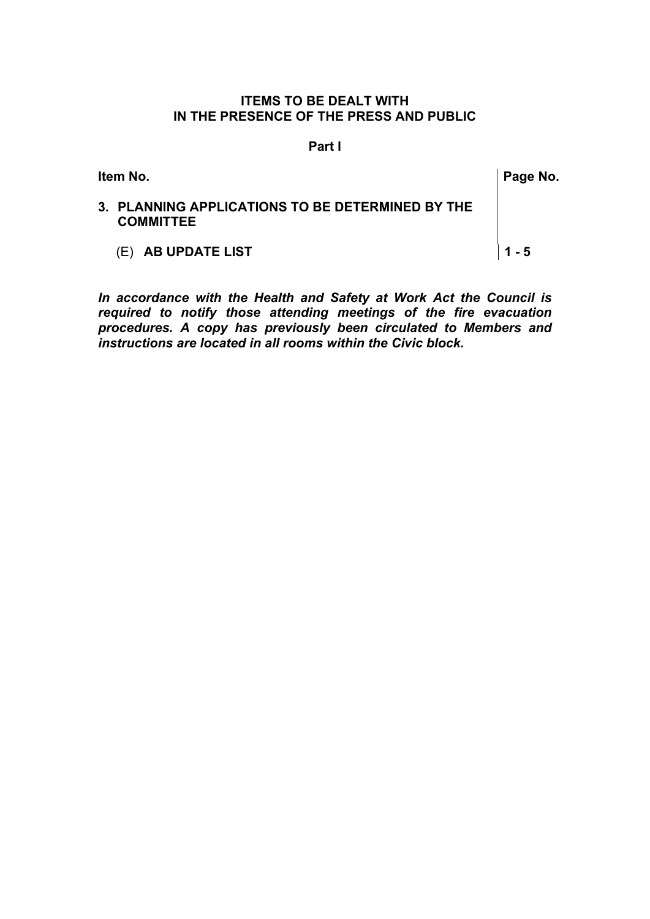**ITEMS TO BE DEALT WITH**
**IN THE PRESENCE OF THE PRESS AND PUBLIC**

**Part I**

| **Item No.** | **Page No.** |
|---|---|
| **3. PLANNING APPLICATIONS TO BE DETERMINED BY THE COMMITTEE** | |
| (E) **AB UPDATE LIST** | **1 - 5** |

***In accordance with the Health and Safety at Work Act the Council is required to notify those attending meetings of the fire evacuation procedures. A copy has previously been circulated to Members and instructions are located in all rooms within the Civic block.***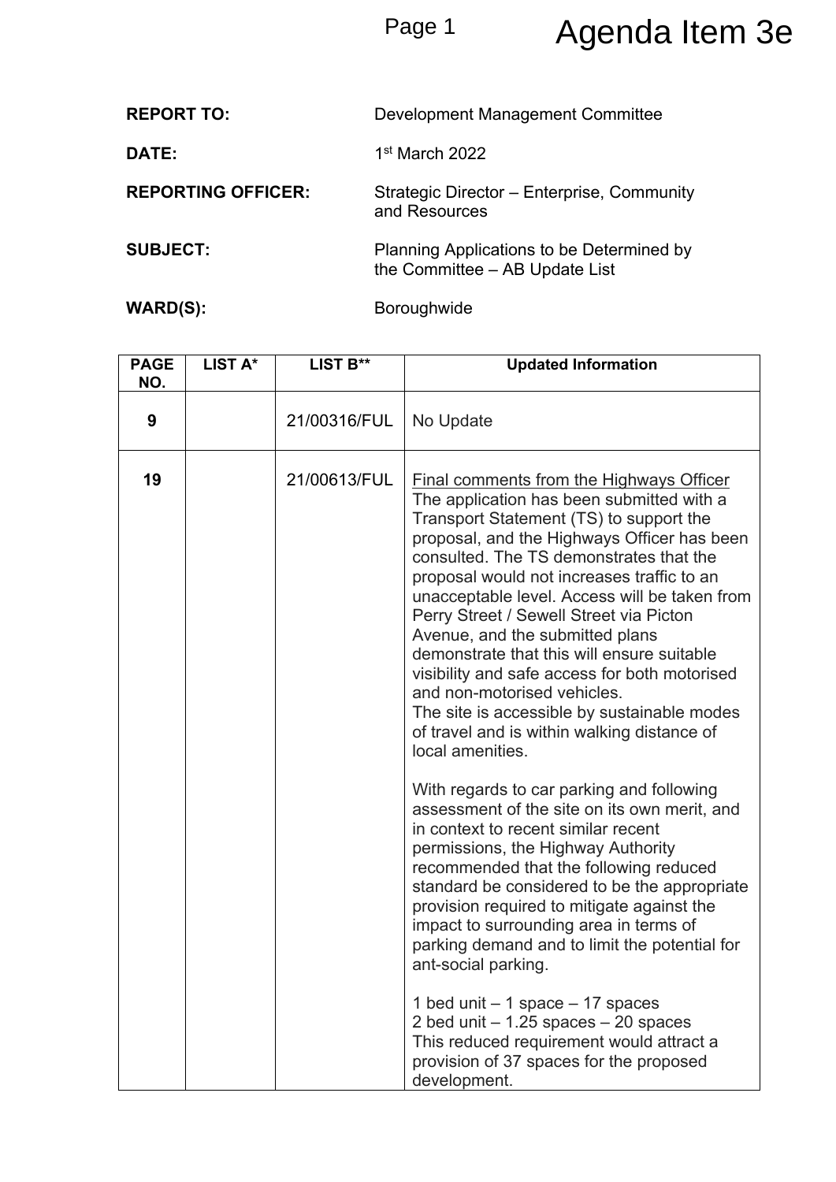Agenda Item 3e

**REPORT TO:** Development Management Committee

**DATE:** 1st March 2022

**REPORTING OFFICER:** Strategic Director – Enterprise, Community and Resources

**SUBJECT:** Planning Applications to be Determined by the Committee – AB Update List

**WARD(S):** Boroughwide

| PAGE NO. | LIST A* | LIST B** | Updated Information |
|---|---|---|---|
| 9 | | 21/00316/FUL | No Update |
| 19 | | 21/00613/FUL | Final comments from the Highways Officer<br>The application has been submitted with a Transport Statement (TS) to support the proposal, and the Highways Officer has been consulted. The TS demonstrates that the proposal would not increases traffic to an unacceptable level. Access will be taken from Perry Street / Sewell Street via Picton Avenue, and the submitted plans demonstrate that this will ensure suitable visibility and safe access for both motorised and non-motorised vehicles.<br>The site is accessible by sustainable modes of travel and is within walking distance of local amenities.<br><br>With regards to car parking and following assessment of the site on its own merit, and in context to recent similar recent permissions, the Highway Authority recommended that the following reduced standard be considered to be the appropriate provision required to mitigate against the impact to surrounding area in terms of parking demand and to limit the potential for ant-social parking.<br><br>1 bed unit – 1 space – 17 spaces<br>2 bed unit – 1.25 spaces – 20 spaces<br>This reduced requirement would attract a provision of 37 spaces for the proposed development. |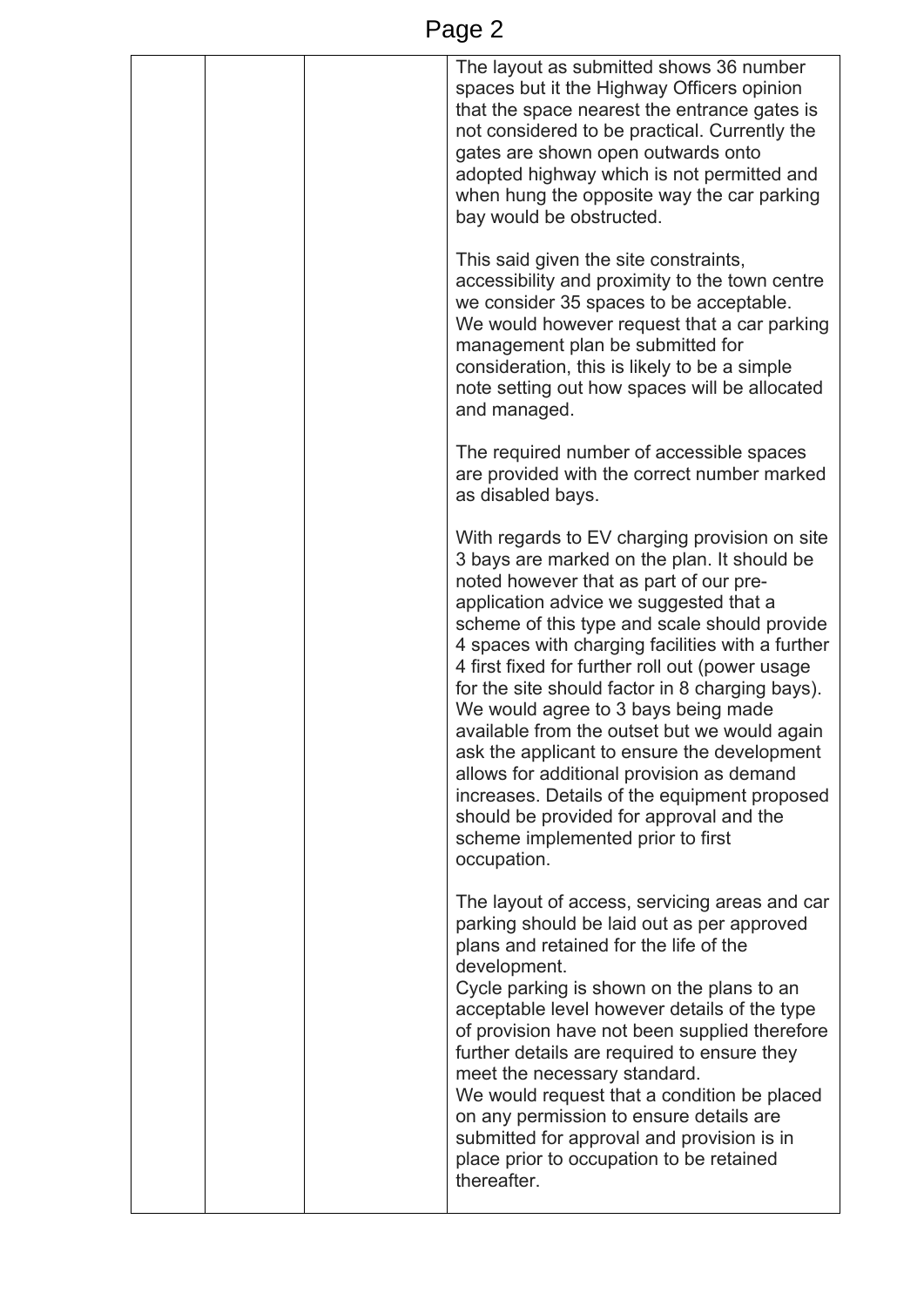| | | | |
|---|---|---|---|
| | | | The layout as submitted shows 36 number spaces but it the Highway Officers opinion that the space nearest the entrance gates is not considered to be practical. Currently the gates are shown open outwards onto adopted highway which is not permitted and when hung the opposite way the car parking bay would be obstructed.<br><br>This said given the site constraints, accessibility and proximity to the town centre we consider 35 spaces to be acceptable. We would however request that a car parking management plan be submitted for consideration, this is likely to be a simple note setting out how spaces will be allocated and managed.<br><br>The required number of accessible spaces are provided with the correct number marked as disabled bays.<br><br>With regards to EV charging provision on site 3 bays are marked on the plan. It should be noted however that as part of our pre-application advice we suggested that a scheme of this type and scale should provide 4 spaces with charging facilities with a further 4 first fixed for further roll out (power usage for the site should factor in 8 charging bays). We would agree to 3 bays being made available from the outset but we would again ask the applicant to ensure the development allows for additional provision as demand increases. Details of the equipment proposed should be provided for approval and the scheme implemented prior to first occupation.<br><br>The layout of access, servicing areas and car parking should be laid out as per approved plans and retained for the life of the development.<br>Cycle parking is shown on the plans to an acceptable level however details of the type of provision have not been supplied therefore further details are required to ensure they meet the necessary standard.<br>We would request that a condition be placed on any permission to ensure details are submitted for approval and provision is in place prior to occupation to be retained thereafter. |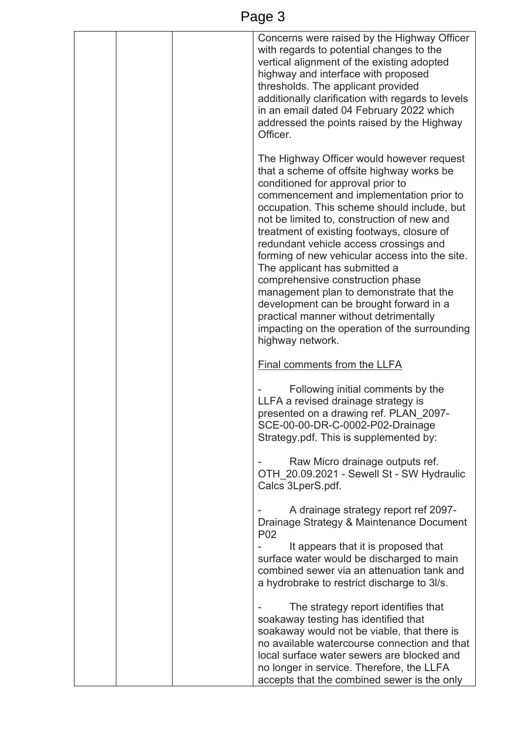| | | | Concerns were raised by the Highway Officer with regards to potential changes to the vertical alignment of the existing adopted highway and interface with proposed thresholds. The applicant provided additionally clarification with regards to levels in an email dated 04 February 2022 which addressed the points raised by the Highway Officer.<br><br>The Highway Officer would however request that a scheme of offsite highway works be conditioned for approval prior to commencement and implementation prior to occupation. This scheme should include, but not be limited to, construction of new and treatment of existing footways, closure of redundant vehicle access crossings and forming of new vehicular access into the site. The applicant has submitted a comprehensive construction phase management plan to demonstrate that the development can be brought forward in a practical manner without detrimentally impacting on the operation of the surrounding highway network.<br><br><u>Final comments from the LLFA</u><br><br>- Following initial comments by the LLFA a revised drainage strategy is presented on a drawing ref. PLAN_2097-SCE-00-00-DR-C-0002-P02-Drainage Strategy.pdf. This is supplemented by:<br><br>- Raw Micro drainage outputs ref. OTH_20.09.2021 - Sewell St - SW Hydraulic Calcs 3LperS.pdf.<br><br>- A drainage strategy report ref 2097-Drainage Strategy & Maintenance Document P02<br>- It appears that it is proposed that surface water would be discharged to main combined sewer via an attenuation tank and a hydrobrake to restrict discharge to 3l/s.<br><br>- The strategy report identifies that soakaway testing has identified that soakaway would not be viable, that there is no available watercourse connection and that local surface water sewers are blocked and no longer in service. Therefore, the LLFA accepts that the combined sewer is the only |
|---|---|---|---|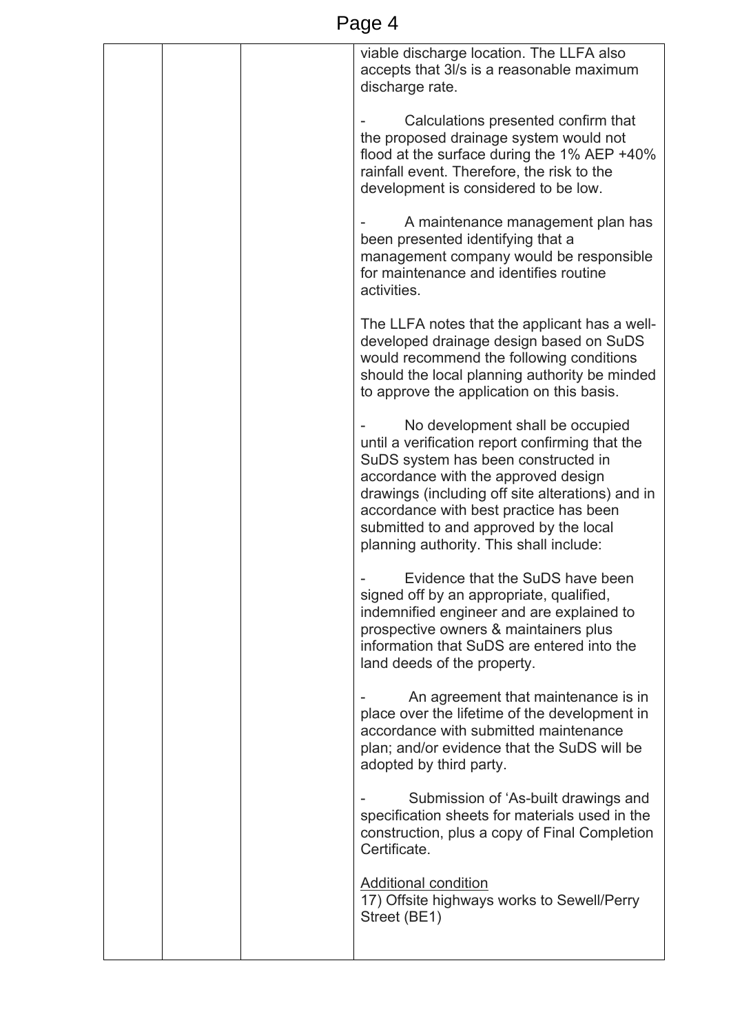| | | | viable discharge location. The LLFA also accepts that 3l/s is a reasonable maximum discharge rate.<br><br>- Calculations presented confirm that the proposed drainage system would not flood at the surface during the 1% AEP +40% rainfall event. Therefore, the risk to the development is considered to be low.<br><br>- A maintenance management plan has been presented identifying that a management company would be responsible for maintenance and identifies routine activities.<br><br>The LLFA notes that the applicant has a well-developed drainage design based on SuDS would recommend the following conditions should the local planning authority be minded to approve the application on this basis.<br><br>- No development shall be occupied until a verification report confirming that the SuDS system has been constructed in accordance with the approved design drawings (including off site alterations) and in accordance with best practice has been submitted to and approved by the local planning authority. This shall include:<br><br>- Evidence that the SuDS have been signed off by an appropriate, qualified, indemnified engineer and are explained to prospective owners & maintainers plus information that SuDS are entered into the land deeds of the property.<br><br>- An agreement that maintenance is in place over the lifetime of the development in accordance with submitted maintenance plan; and/or evidence that the SuDS will be adopted by third party.<br><br>- Submission of 'As-built drawings and specification sheets for materials used in the construction, plus a copy of Final Completion Certificate.<br><br><u>Additional condition</u><br>17) Offsite highways works to Sewell/Perry Street (BE1) |
|---|---|---|---|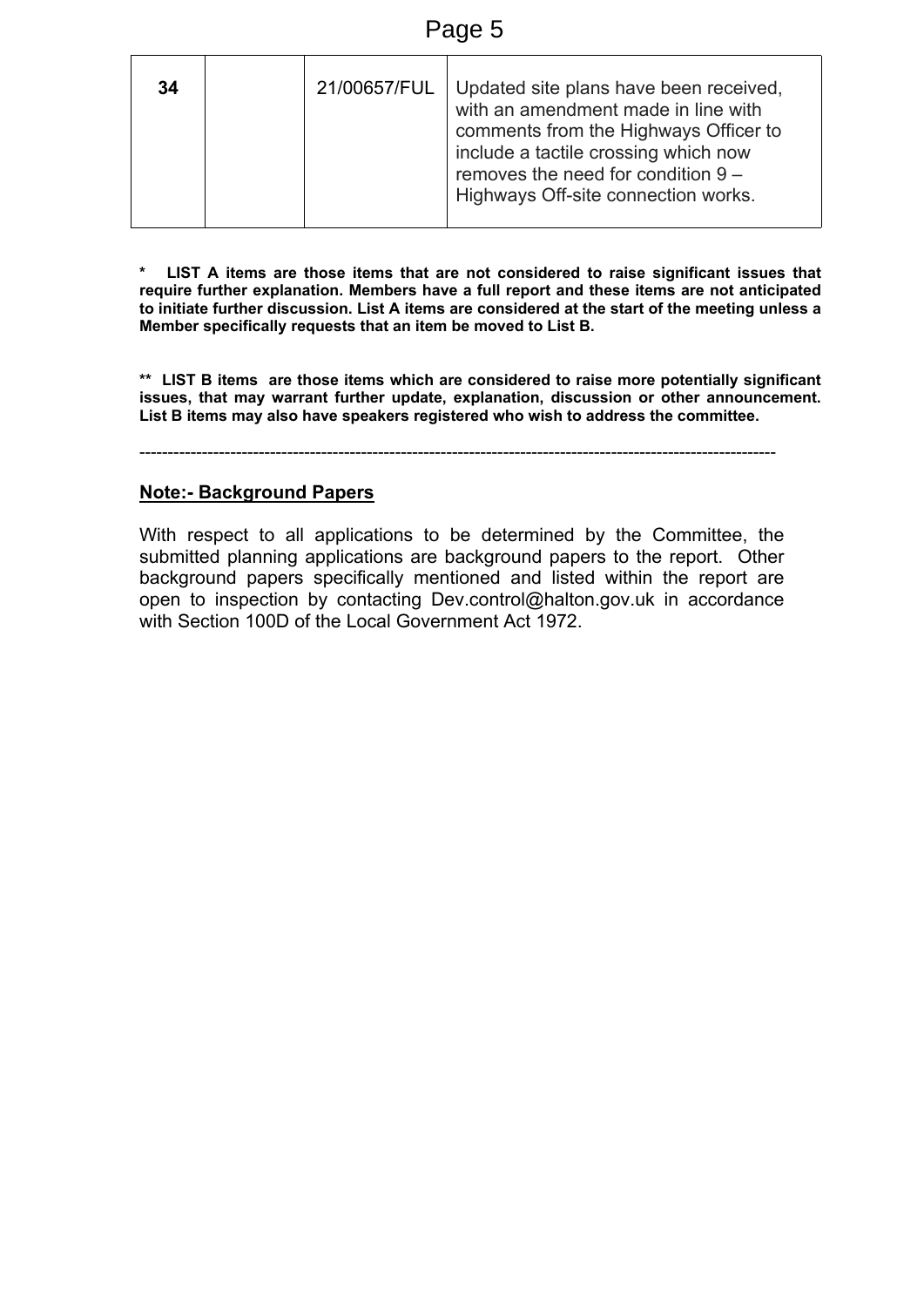| | | | |
|---|---|---|---|
| **34** | | 21/00657/FUL | Updated site plans have been received, with an amendment made in line with comments from the Highways Officer to include a tactile crossing which now removes the need for condition 9 – Highways Off-site connection works. |

**\* LIST A items are those items that are not considered to raise significant issues that require further explanation. Members have a full report and these items are not anticipated to initiate further discussion. List A items are considered at the start of the meeting unless a Member specifically requests that an item be moved to List B.**

**\*\* LIST B items are those items which are considered to raise more potentially significant issues, that may warrant further update, explanation, discussion or other announcement. List B items may also have speakers registered who wish to address the committee.**

---

**Note:- Background Papers**

With respect to all applications to be determined by the Committee, the submitted planning applications are background papers to the report. Other background papers specifically mentioned and listed within the report are open to inspection by contacting Dev.control@halton.gov.uk in accordance with Section 100D of the Local Government Act 1972.